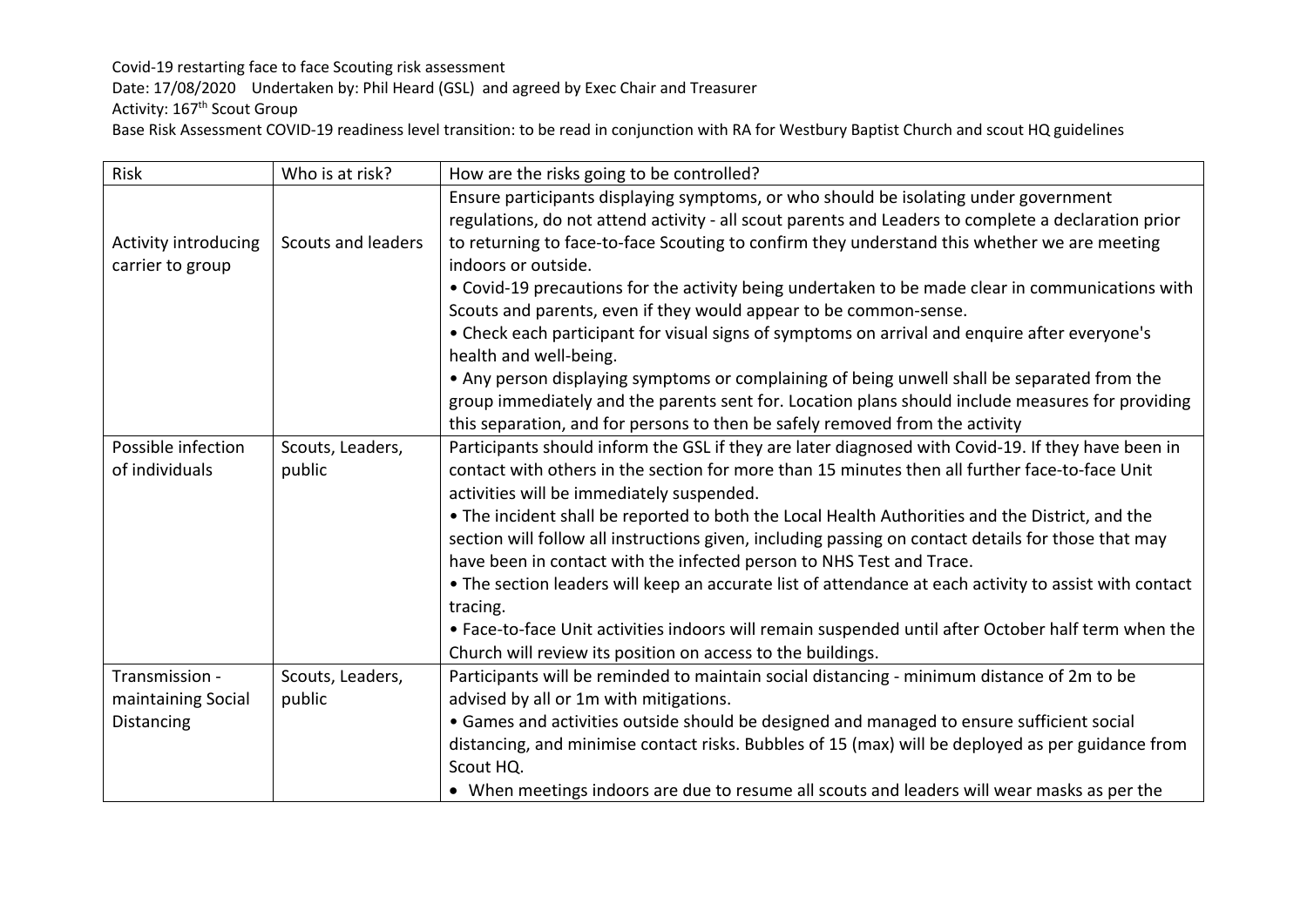Covid-19 restarting face to face Scouting risk assessment

Date: 17/08/2020 Undertaken by: Phil Heard (GSL) and agreed by Exec Chair and Treasurer

Activity: 167th Scout Group

Base Risk Assessment COVID-19 readiness level transition: to be read in conjunction with RA for Westbury Baptist Church and scout HQ guidelines

| Risk | Who is at risk? | How are the risks going to be controlled? |
|---|---|---|
| Activity introducing carrier to group | Scouts and leaders | Ensure participants displaying symptoms, or who should be isolating under government regulations, do not attend activity - all scout parents and Leaders to complete a declaration prior to returning to face-to-face Scouting to confirm they understand this whether we are meeting indoors or outside.<br>• Covid-19 precautions for the activity being undertaken to be made clear in communications with Scouts and parents, even if they would appear to be common-sense.<br>• Check each participant for visual signs of symptoms on arrival and enquire after everyone's health and well-being.<br>• Any person displaying symptoms or complaining of being unwell shall be separated from the group immediately and the parents sent for. Location plans should include measures for providing this separation, and for persons to then be safely removed from the activity |
| Possible infection of individuals | Scouts, Leaders, public | Participants should inform the GSL if they are later diagnosed with Covid-19. If they have been in contact with others in the section for more than 15 minutes then all further face-to-face Unit activities will be immediately suspended.<br>• The incident shall be reported to both the Local Health Authorities and the District, and the section will follow all instructions given, including passing on contact details for those that may have been in contact with the infected person to NHS Test and Trace.<br>• The section leaders will keep an accurate list of attendance at each activity to assist with contact tracing.<br>• Face-to-face Unit activities indoors will remain suspended until after October half term when the Church will review its position on access to the buildings. |
| Transmission - maintaining Social Distancing | Scouts, Leaders, public | Participants will be reminded to maintain social distancing - minimum distance of 2m to be advised by all or 1m with mitigations.<br>• Games and activities outside should be designed and managed to ensure sufficient social distancing, and minimise contact risks. Bubbles of 15 (max) will be deployed as per guidance from Scout HQ.<br>• When meetings indoors are due to resume all scouts and leaders will wear masks as per the |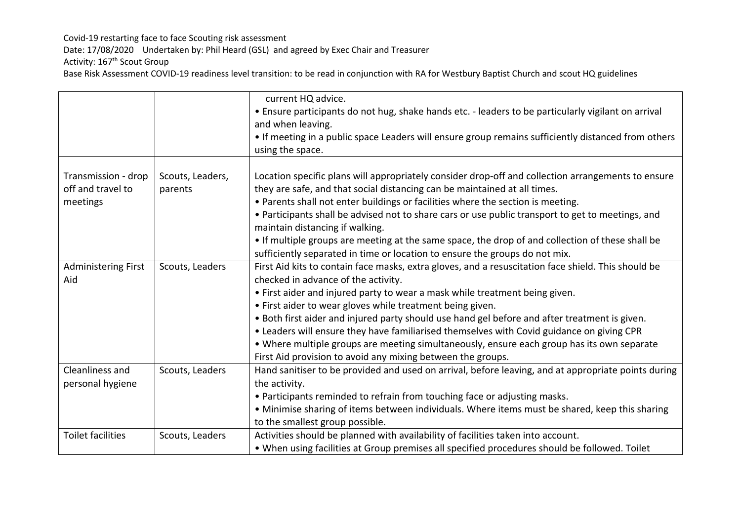Covid-19 restarting face to face Scouting risk assessment

Date: 17/08/2020 Undertaken by: Phil Heard (GSL) and agreed by Exec Chair and Treasurer

Activity: 167th Scout Group

Base Risk Assessment COVID-19 readiness level transition: to be read in conjunction with RA for Westbury Baptist Church and scout HQ guidelines

| | | |
|---|---|---|
| | | current HQ advice.<br>• Ensure participants do not hug, shake hands etc. - leaders to be particularly vigilant on arrival and when leaving.<br>• If meeting in a public space Leaders will ensure group remains sufficiently distanced from others using the space. |
| Transmission - drop off and travel to meetings | Scouts, Leaders, parents | Location specific plans will appropriately consider drop-off and collection arrangements to ensure they are safe, and that social distancing can be maintained at all times.<br>• Parents shall not enter buildings or facilities where the section is meeting.<br>• Participants shall be advised not to share cars or use public transport to get to meetings, and maintain distancing if walking.<br>• If multiple groups are meeting at the same space, the drop of and collection of these shall be sufficiently separated in time or location to ensure the groups do not mix. |
| Administering First Aid | Scouts, Leaders | First Aid kits to contain face masks, extra gloves, and a resuscitation face shield. This should be checked in advance of the activity.<br>• First aider and injured party to wear a mask while treatment being given.<br>• First aider to wear gloves while treatment being given.<br>• Both first aider and injured party should use hand gel before and after treatment is given.<br>• Leaders will ensure they have familiarised themselves with Covid guidance on giving CPR<br>• Where multiple groups are meeting simultaneously, ensure each group has its own separate First Aid provision to avoid any mixing between the groups. |
| Cleanliness and personal hygiene | Scouts, Leaders | Hand sanitiser to be provided and used on arrival, before leaving, and at appropriate points during the activity.<br>• Participants reminded to refrain from touching face or adjusting masks.<br>• Minimise sharing of items between individuals. Where items must be shared, keep this sharing to the smallest group possible. |
| Toilet facilities | Scouts, Leaders | Activities should be planned with availability of facilities taken into account.<br>• When using facilities at Group premises all specified procedures should be followed. Toilet |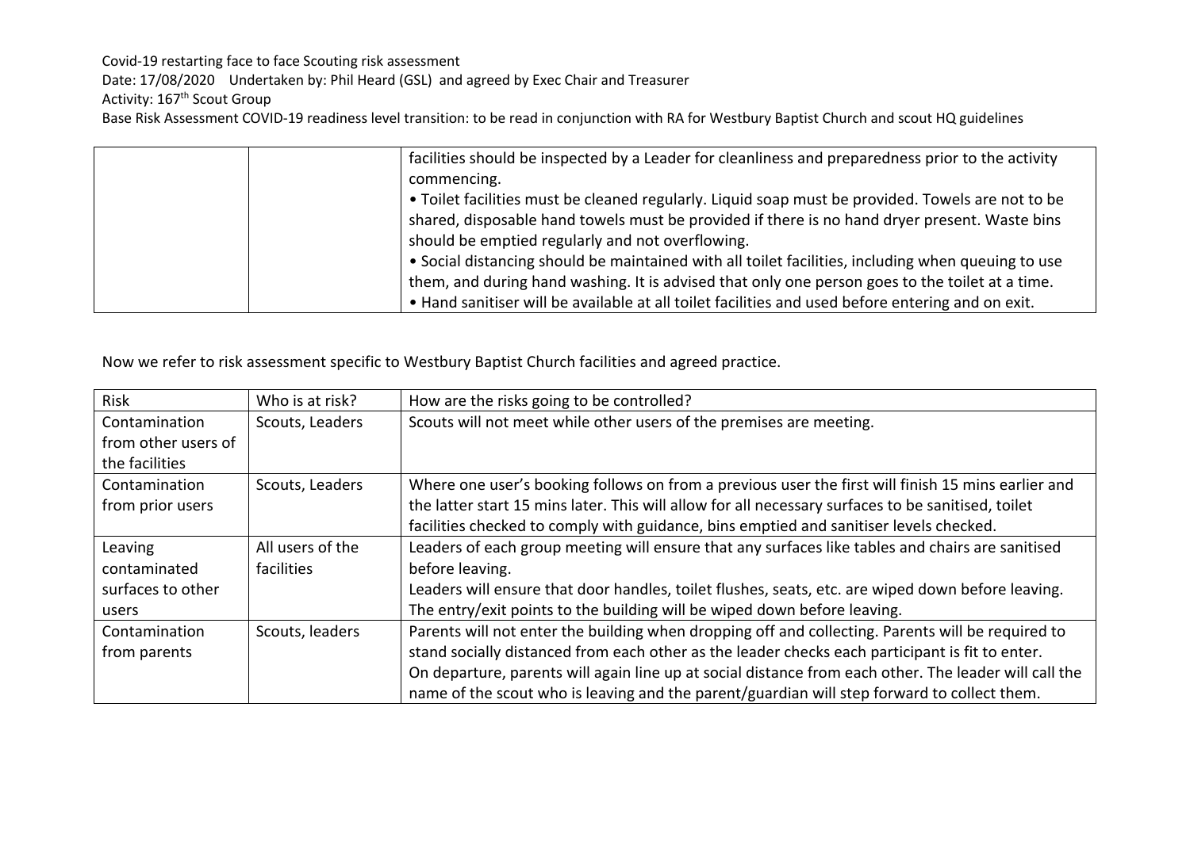| | | |
|---|---|---|
| | | facilities should be inspected by a Leader for cleanliness and preparedness prior to the activity commencing.<br>• Toilet facilities must be cleaned regularly. Liquid soap must be provided. Towels are not to be shared, disposable hand towels must be provided if there is no hand dryer present. Waste bins should be emptied regularly and not overflowing.<br>• Social distancing should be maintained with all toilet facilities, including when queuing to use them, and during hand washing. It is advised that only one person goes to the toilet at a time.<br>• Hand sanitiser will be available at all toilet facilities and used before entering and on exit. |

Now we refer to risk assessment specific to Westbury Baptist Church facilities and agreed practice.

| Risk | Who is at risk? | How are the risks going to be controlled? |
|---|---|---|
| Contamination from other users of the facilities | Scouts, Leaders | Scouts will not meet while other users of the premises are meeting. |
| Contamination from prior users | Scouts, Leaders | Where one user's booking follows on from a previous user the first will finish 15 mins earlier and the latter start 15 mins later. This will allow for all necessary surfaces to be sanitised, toilet facilities checked to comply with guidance, bins emptied and sanitiser levels checked. |
| Leaving contaminated surfaces to other users | All users of the facilities | Leaders of each group meeting will ensure that any surfaces like tables and chairs are sanitised before leaving.<br>Leaders will ensure that door handles, toilet flushes, seats, etc. are wiped down before leaving.<br>The entry/exit points to the building will be wiped down before leaving. |
| Contamination from parents | Scouts, leaders | Parents will not enter the building when dropping off and collecting. Parents will be required to stand socially distanced from each other as the leader checks each participant is fit to enter.<br>On departure, parents will again line up at social distance from each other. The leader will call the name of the scout who is leaving and the parent/guardian will step forward to collect them. |